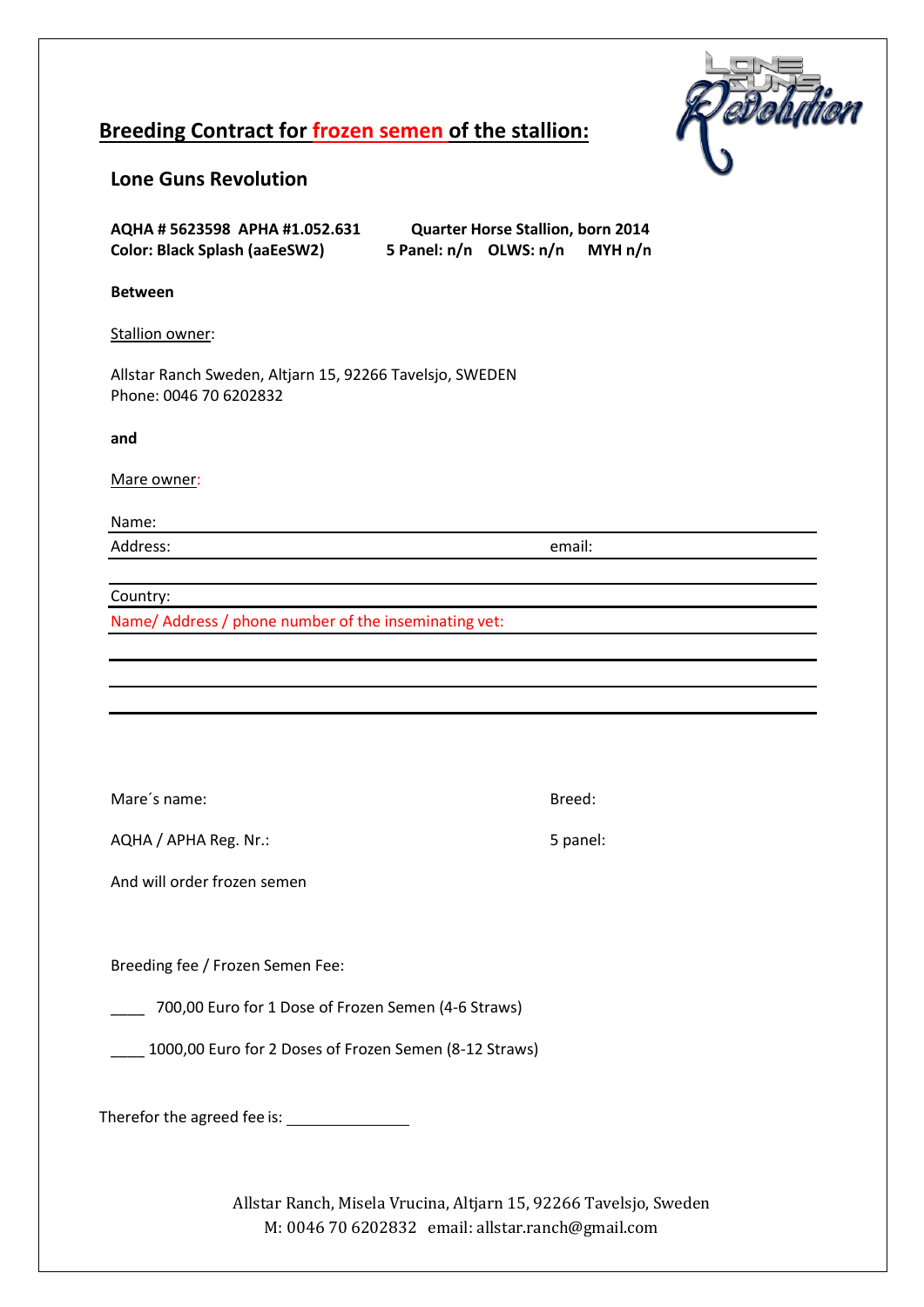# Breeding Contract for frozen semen of the stallion:

## Lone Guns Revolution

**AQHA # 5623598 APHA #1.052.631** **Quarter Horse Stallion, born 2014**
**Color: Black Splash (aaEeSW2)** **5 Panel: n/n OLWS: n/n MYH n/n**

**Between**

Stallion owner:

Allstar Ranch Sweden, Altjarn 15, 92266 Tavelsjo, SWEDEN
Phone: 0046 70 6202832

**and**

Mare owner:

Name:

Address: email:

Country:

Name/ Address / phone number of the inseminating vet:

Mare´s name: Breed:

AQHA / APHA Reg. Nr.: 5 panel:

And will order frozen semen

Breeding fee / Frozen Semen Fee:

____ 700,00 Euro for 1 Dose of Frozen Semen (4-6 Straws)

____ 1000,00 Euro for 2 Doses of Frozen Semen (8-12 Straws)

Therefor the agreed fee is: ______________

Allstar Ranch, Misela Vrucina, Altjarn 15, 92266 Tavelsjo, Sweden
M: 0046 70 6202832 email: allstar.ranch@gmail.com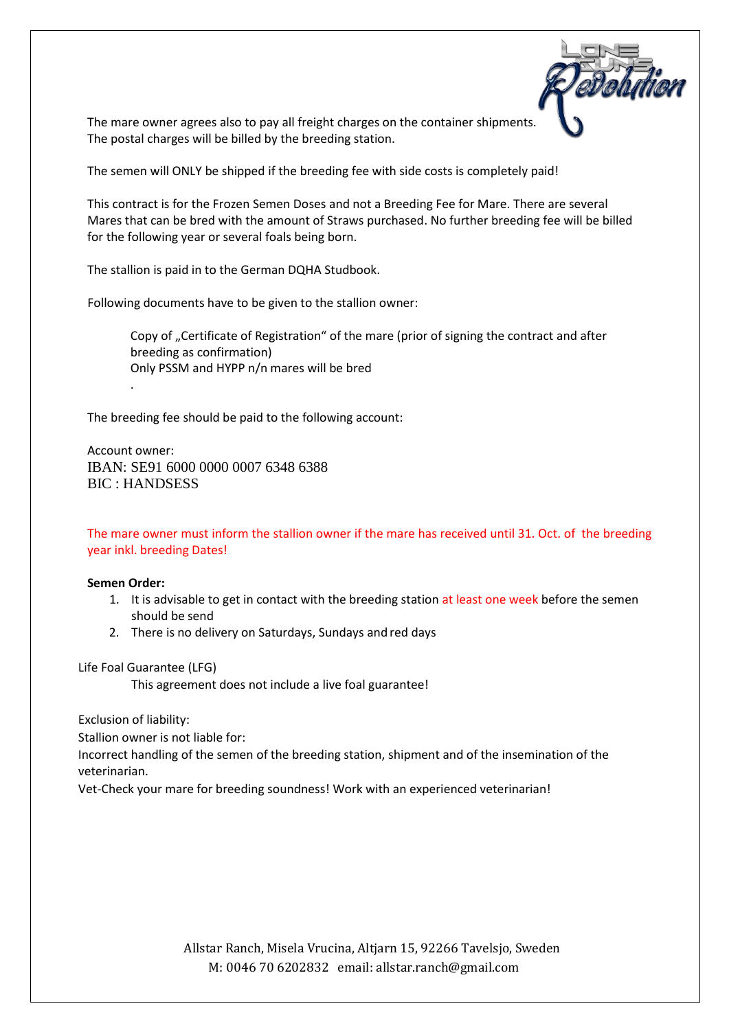The mare owner agrees also to pay all freight charges on the container shipments.
The postal charges will be billed by the breeding station.

The semen will ONLY be shipped if the breeding fee with side costs is completely paid!

This contract is for the Frozen Semen Doses and not a Breeding Fee for Mare. There are several Mares that can be bred with the amount of Straws purchased. No further breeding fee will be billed for the following year or several foals being born.

The stallion is paid in to the German DQHA Studbook.

Following documents have to be given to the stallion owner:

> Copy of „Certificate of Registration" of the mare (prior of signing the contract and after breeding as confirmation)
> Only PSSM and HYPP n/n mares will be bred
> .

The breeding fee should be paid to the following account:

Account owner:
IBAN: SE91 6000 0000 0007 6348 6388
BIC : HANDSESS

The mare owner must inform the stallion owner if the mare has received until 31. Oct. of the breeding year inkl. breeding Dates!

**Semen Order:**

1. It is advisable to get in contact with the breeding station at least one week before the semen should be send
2. There is no delivery on Saturdays, Sundays and red days

Life Foal Guarantee (LFG)

> This agreement does not include a live foal guarantee!

Exclusion of liability:
Stallion owner is not liable for:
Incorrect handling of the semen of the breeding station, shipment and of the insemination of the veterinarian.
Vet-Check your mare for breeding soundness! Work with an experienced veterinarian!

Allstar Ranch, Misela Vrucina, Altjarn 15, 92266 Tavelsjo, Sweden
M: 0046 70 6202832 email: allstar.ranch@gmail.com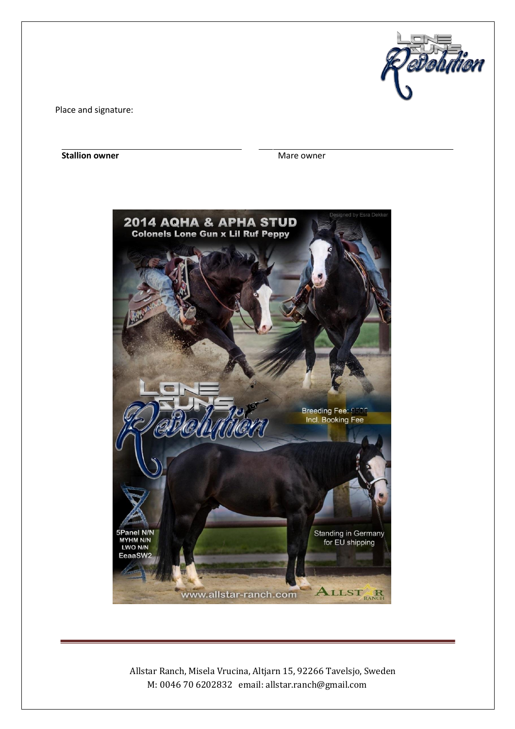Place and signature:

| | |
|---|---|
| **Stallion owner** | Mare owner |

2014 AQHA & APHA STUD

Colonels Lone Gun x Lil Ruf Peppy

Designed by Esra Dekker

LONE GUNS Revolution

Breeding Fee: 950€

Incl. Booking Fee

5Panel N/N

MYHM N/N

LWO N/N

EeaaSW2

Standing in Germany for EU shipping

www.allstar-ranch.com

ALLSTAR RANCH

Allstar Ranch, Misela Vrucina, Altjarn 15, 92266 Tavelsjo, Sweden

M: 0046 70 6202832 email: allstar.ranch@gmail.com